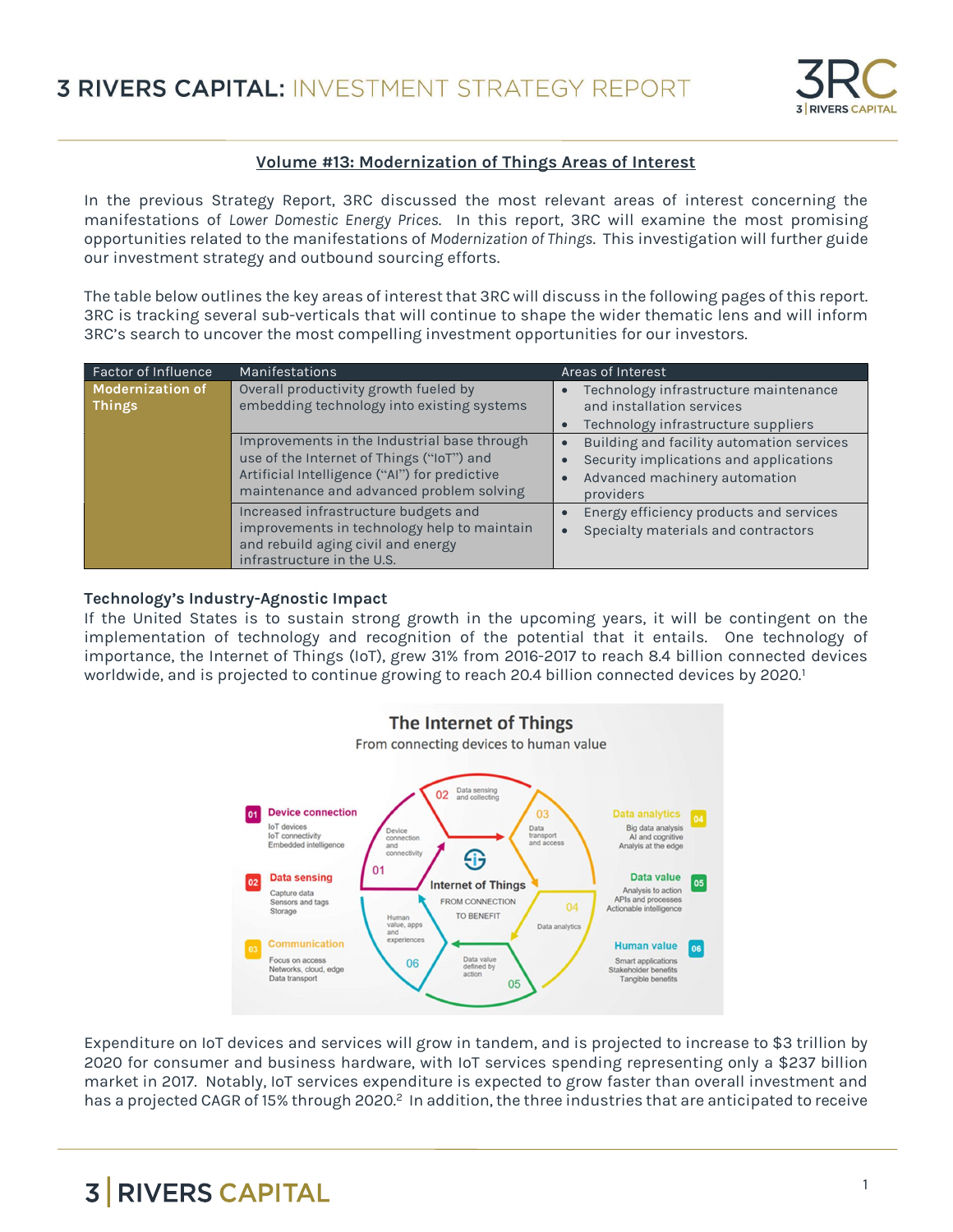# 3 RIVERS CAPITAL: INVESTMENT STRATEGY REPORT

## Volume #13: Modernization of Things Areas of Interest

In the previous Strategy Report, 3RC discussed the most relevant areas of interest concerning the manifestations of *Lower Domestic Energy Prices*. In this report, 3RC will examine the most promising opportunities related to the manifestations of *Modernization of Things*. This investigation will further guide our investment strategy and outbound sourcing efforts.

The table below outlines the key areas of interest that 3RC will discuss in the following pages of this report. 3RC is tracking several sub-verticals that will continue to shape the wider thematic lens and will inform 3RC's search to uncover the most compelling investment opportunities for our investors.

| Factor of Influence | Manifestations | Areas of Interest |
| --- | --- | --- |
| **Modernization of Things** | Overall productivity growth fueled by embedding technology into existing systems | • Technology infrastructure maintenance and installation services<br>• Technology infrastructure suppliers |
| | Improvements in the Industrial base through use of the Internet of Things ("IoT") and Artificial Intelligence ("AI") for predictive maintenance and advanced problem solving | • Building and facility automation services<br>• Security implications and applications<br>• Advanced machinery automation providers |
| | Increased infrastructure budgets and improvements in technology help to maintain and rebuild aging civil and energy infrastructure in the U.S. | • Energy efficiency products and services<br>• Specialty materials and contractors |

### Technology's Industry-Agnostic Impact

If the United States is to sustain strong growth in the upcoming years, it will be contingent on the implementation of technology and recognition of the potential that it entails. One technology of importance, the Internet of Things (IoT), grew 31% from 2016-2017 to reach 8.4 billion connected devices worldwide, and is projected to continue growing to reach 20.4 billion connected devices by 2020.[1]

Expenditure on IoT devices and services will grow in tandem, and is projected to increase to $3 trillion by 2020 for consumer and business hardware, with IoT services spending representing only a $237 billion market in 2017. Notably, IoT services expenditure is expected to grow faster than overall investment and has a projected CAGR of 15% through 2020.[2] In addition, the three industries that are anticipated to receive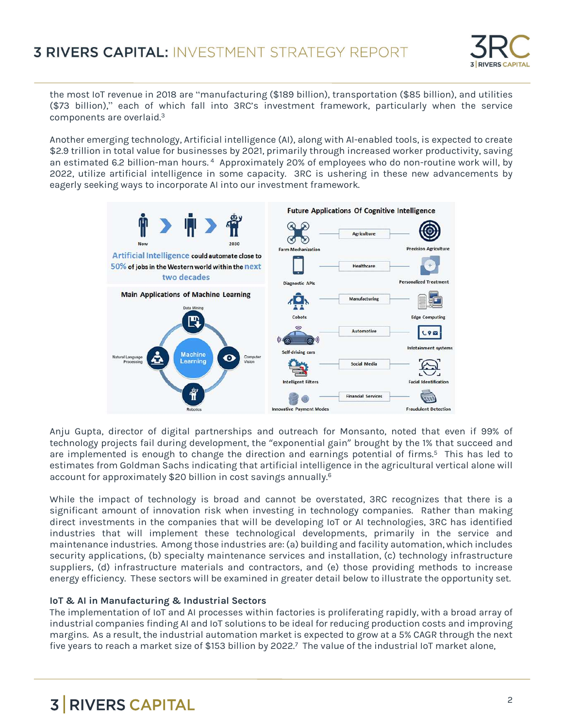the most IoT revenue in 2018 are "manufacturing ($189 billion), transportation ($85 billion), and utilities ($73 billion)," each of which fall into 3RC's investment framework, particularly when the service components are overlaid.[3]

Another emerging technology, Artificial intelligence (AI), along with AI-enabled tools, is expected to create $2.9 trillion in total value for businesses by 2021, primarily through increased worker productivity, saving an estimated 6.2 billion-man hours.[4] Approximately 20% of employees who do non-routine work will, by 2022, utilize artificial intelligence in some capacity. 3RC is ushering in these new advancements by eagerly seeking ways to incorporate AI into our investment framework.

Anju Gupta, director of digital partnerships and outreach for Monsanto, noted that even if 99% of technology projects fail during development, the "exponential gain" brought by the 1% that succeed and are implemented is enough to change the direction and earnings potential of firms.[5] This has led to estimates from Goldman Sachs indicating that artificial intelligence in the agricultural vertical alone will account for approximately $20 billion in cost savings annually.[6]

While the impact of technology is broad and cannot be overstated, 3RC recognizes that there is a significant amount of innovation risk when investing in technology companies. Rather than making direct investments in the companies that will be developing IoT or AI technologies, 3RC has identified industries that will implement these technological developments, primarily in the service and maintenance industries. Among those industries are: (a) building and facility automation, which includes security applications, (b) specialty maintenance services and installation, (c) technology infrastructure suppliers, (d) infrastructure materials and contractors, and (e) those providing methods to increase energy efficiency. These sectors will be examined in greater detail below to illustrate the opportunity set.

**IoT & AI in Manufacturing & Industrial Sectors**

The implementation of IoT and AI processes within factories is proliferating rapidly, with a broad array of industrial companies finding AI and IoT solutions to be ideal for reducing production costs and improving margins. As a result, the industrial automation market is expected to grow at a 5% CAGR through the next five years to reach a market size of $153 billion by 2022.[7] The value of the industrial IoT market alone,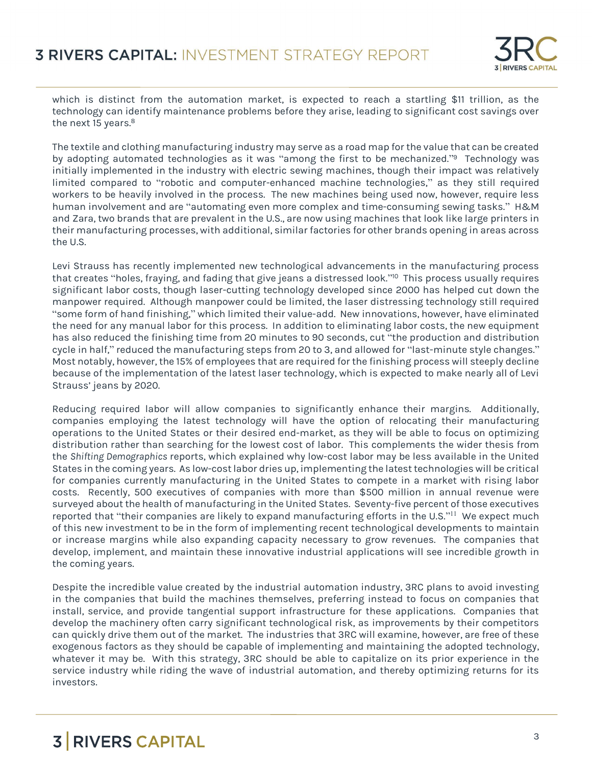which is distinct from the automation market, is expected to reach a startling $11 trillion, as the technology can identify maintenance problems before they arise, leading to significant cost savings over the next 15 years.[8]

The textile and clothing manufacturing industry may serve as a road map for the value that can be created by adopting automated technologies as it was "among the first to be mechanized."[9] Technology was initially implemented in the industry with electric sewing machines, though their impact was relatively limited compared to "robotic and computer-enhanced machine technologies," as they still required workers to be heavily involved in the process. The new machines being used now, however, require less human involvement and are "automating even more complex and time-consuming sewing tasks." H&M and Zara, two brands that are prevalent in the U.S., are now using machines that look like large printers in their manufacturing processes, with additional, similar factories for other brands opening in areas across the U.S.

Levi Strauss has recently implemented new technological advancements in the manufacturing process that creates "holes, fraying, and fading that give jeans a distressed look."[10] This process usually requires significant labor costs, though laser-cutting technology developed since 2000 has helped cut down the manpower required. Although manpower could be limited, the laser distressing technology still required "some form of hand finishing," which limited their value-add. New innovations, however, have eliminated the need for any manual labor for this process. In addition to eliminating labor costs, the new equipment has also reduced the finishing time from 20 minutes to 90 seconds, cut "the production and distribution cycle in half," reduced the manufacturing steps from 20 to 3, and allowed for "last-minute style changes." Most notably, however, the 15% of employees that are required for the finishing process will steeply decline because of the implementation of the latest laser technology, which is expected to make nearly all of Levi Strauss' jeans by 2020.

Reducing required labor will allow companies to significantly enhance their margins. Additionally, companies employing the latest technology will have the option of relocating their manufacturing operations to the United States or their desired end-market, as they will be able to focus on optimizing distribution rather than searching for the lowest cost of labor. This complements the wider thesis from the *Shifting Demographics* reports, which explained why low-cost labor may be less available in the United States in the coming years. As low-cost labor dries up, implementing the latest technologies will be critical for companies currently manufacturing in the United States to compete in a market with rising labor costs. Recently, 500 executives of companies with more than $500 million in annual revenue were surveyed about the health of manufacturing in the United States. Seventy-five percent of those executives reported that "their companies are likely to expand manufacturing efforts in the U.S."[11] We expect much of this new investment to be in the form of implementing recent technological developments to maintain or increase margins while also expanding capacity necessary to grow revenues. The companies that develop, implement, and maintain these innovative industrial applications will see incredible growth in the coming years.

Despite the incredible value created by the industrial automation industry, 3RC plans to avoid investing in the companies that build the machines themselves, preferring instead to focus on companies that install, service, and provide tangential support infrastructure for these applications. Companies that develop the machinery often carry significant technological risk, as improvements by their competitors can quickly drive them out of the market. The industries that 3RC will examine, however, are free of these exogenous factors as they should be capable of implementing and maintaining the adopted technology, whatever it may be. With this strategy, 3RC should be able to capitalize on its prior experience in the service industry while riding the wave of industrial automation, and thereby optimizing returns for its investors.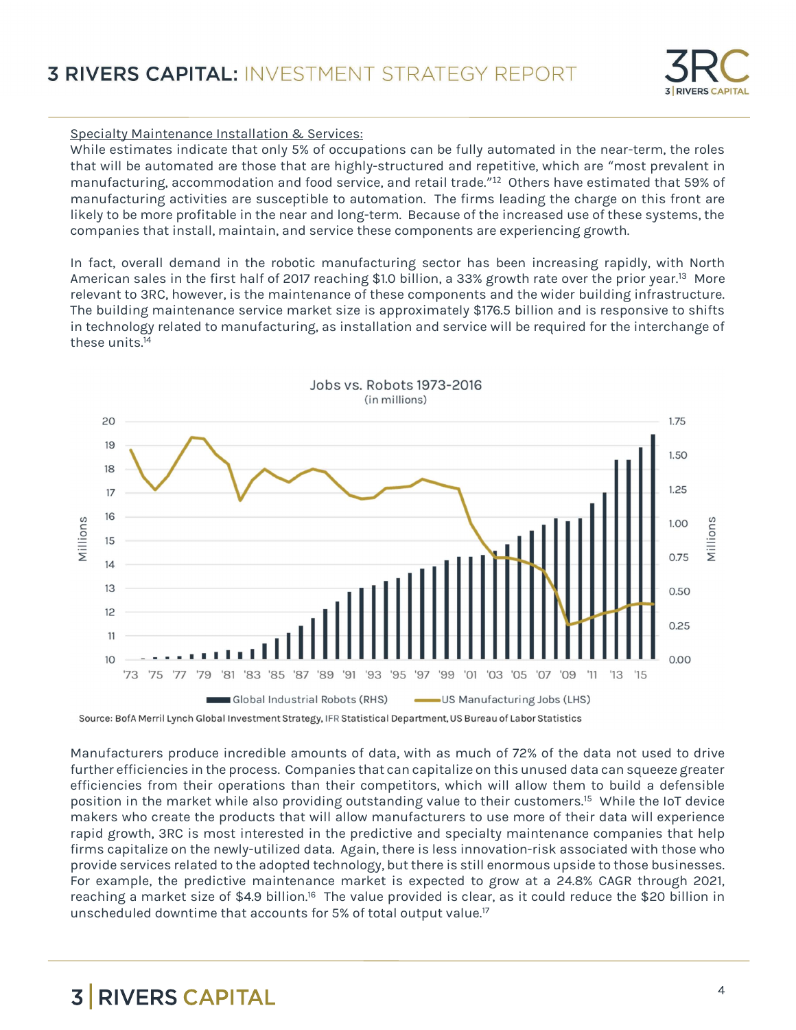Specialty Maintenance Installation & Services:

While estimates indicate that only 5% of occupations can be fully automated in the near-term, the roles that will be automated are those that are highly-structured and repetitive, which are "most prevalent in manufacturing, accommodation and food service, and retail trade."[12] Others have estimated that 59% of manufacturing activities are susceptible to automation. The firms leading the charge on this front are likely to be more profitable in the near and long-term. Because of the increased use of these systems, the companies that install, maintain, and service these components are experiencing growth.

In fact, overall demand in the robotic manufacturing sector has been increasing rapidly, with North American sales in the first half of 2017 reaching $1.0 billion, a 33% growth rate over the prior year.[13] More relevant to 3RC, however, is the maintenance of these components and the wider building infrastructure. The building maintenance service market size is approximately $176.5 billion and is responsive to shifts in technology related to manufacturing, as installation and service will be required for the interchange of these units.[14]

Jobs vs. Robots 1973-2016
(in millions)

Source: BofA Merril Lynch Global Investment Strategy, IFR Statistical Department, US Bureau of Labor Statistics

Manufacturers produce incredible amounts of data, with as much of 72% of the data not used to drive further efficiencies in the process. Companies that can capitalize on this unused data can squeeze greater efficiencies from their operations than their competitors, which will allow them to build a defensible position in the market while also providing outstanding value to their customers.[15] While the IoT device makers who create the products that will allow manufacturers to use more of their data will experience rapid growth, 3RC is most interested in the predictive and specialty maintenance companies that help firms capitalize on the newly-utilized data. Again, there is less innovation-risk associated with those who provide services related to the adopted technology, but there is still enormous upside to those businesses. For example, the predictive maintenance market is expected to grow at a 24.8% CAGR through 2021, reaching a market size of $4.9 billion.[16] The value provided is clear, as it could reduce the $20 billion in unscheduled downtime that accounts for 5% of total output value.[17]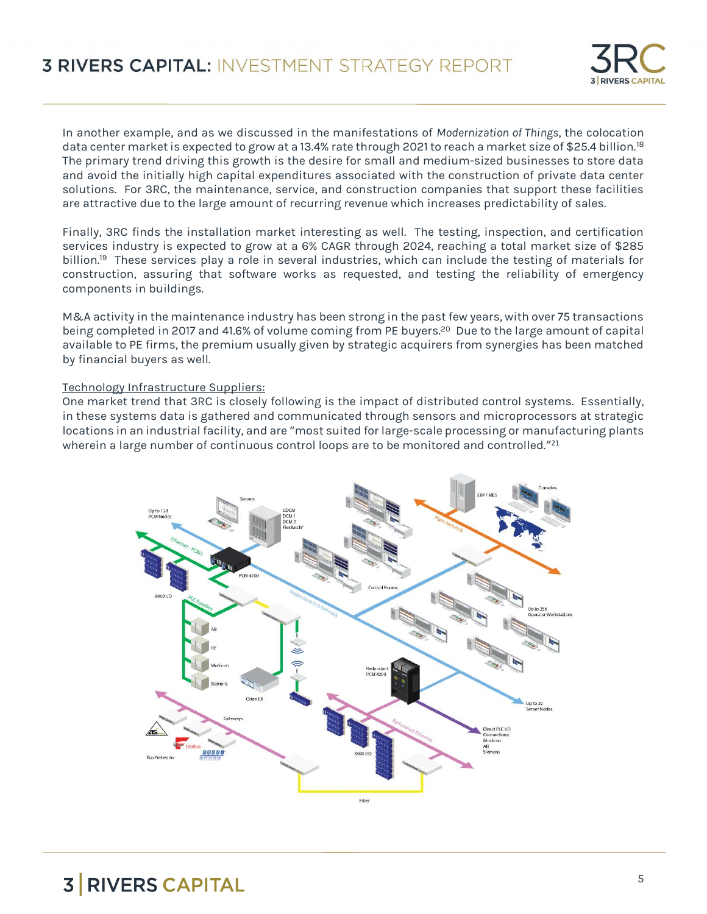In another example, and as we discussed in the manifestations of *Modernization of Things*, the colocation data center market is expected to grow at a 13.4% rate through 2021 to reach a market size of $25.4 billion.[18] The primary trend driving this growth is the desire for small and medium-sized businesses to store data and avoid the initially high capital expenditures associated with the construction of private data center solutions. For 3RC, the maintenance, service, and construction companies that support these facilities are attractive due to the large amount of recurring revenue which increases predictability of sales.

Finally, 3RC finds the installation market interesting as well. The testing, inspection, and certification services industry is expected to grow at a 6% CAGR through 2024, reaching a total market size of $285 billion.[19] These services play a role in several industries, which can include the testing of materials for construction, assuring that software works as requested, and testing the reliability of emergency components in buildings.

M&A activity in the maintenance industry has been strong in the past few years, with over 75 transactions being completed in 2017 and 41.6% of volume coming from PE buyers.[20] Due to the large amount of capital available to PE firms, the premium usually given by strategic acquirers from synergies has been matched by financial buyers as well.

<u>Technology Infrastructure Suppliers:</u>

One market trend that 3RC is closely following is the impact of distributed control systems. Essentially, in these systems data is gathered and communicated through sensors and microprocessors at strategic locations in an industrial facility, and are "most suited for large-scale processing or manufacturing plants wherein a large number of continuous control loops are to be monitored and controlled."[21]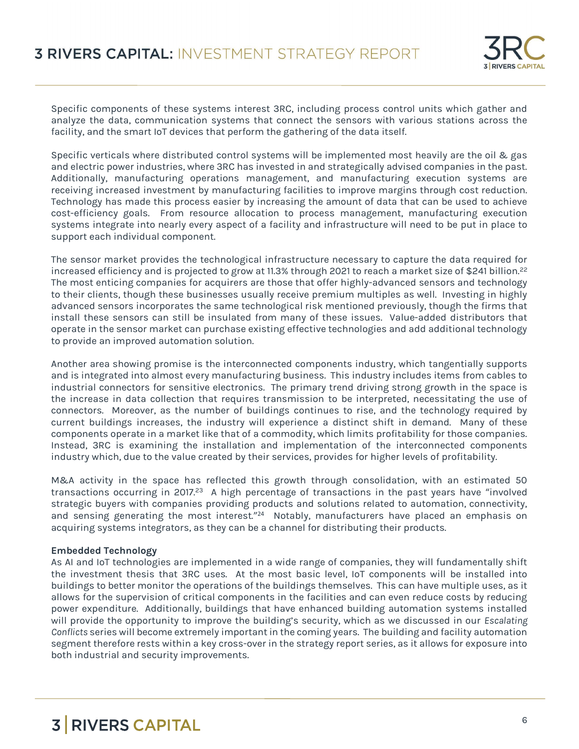Specific components of these systems interest 3RC, including process control units which gather and analyze the data, communication systems that connect the sensors with various stations across the facility, and the smart IoT devices that perform the gathering of the data itself.

Specific verticals where distributed control systems will be implemented most heavily are the oil & gas and electric power industries, where 3RC has invested in and strategically advised companies in the past. Additionally, manufacturing operations management, and manufacturing execution systems are receiving increased investment by manufacturing facilities to improve margins through cost reduction. Technology has made this process easier by increasing the amount of data that can be used to achieve cost-efficiency goals. From resource allocation to process management, manufacturing execution systems integrate into nearly every aspect of a facility and infrastructure will need to be put in place to support each individual component.

The sensor market provides the technological infrastructure necessary to capture the data required for increased efficiency and is projected to grow at 11.3% through 2021 to reach a market size of $241 billion.[22] The most enticing companies for acquirers are those that offer highly-advanced sensors and technology to their clients, though these businesses usually receive premium multiples as well. Investing in highly advanced sensors incorporates the same technological risk mentioned previously, though the firms that install these sensors can still be insulated from many of these issues. Value-added distributors that operate in the sensor market can purchase existing effective technologies and add additional technology to provide an improved automation solution.

Another area showing promise is the interconnected components industry, which tangentially supports and is integrated into almost every manufacturing business. This industry includes items from cables to industrial connectors for sensitive electronics. The primary trend driving strong growth in the space is the increase in data collection that requires transmission to be interpreted, necessitating the use of connectors. Moreover, as the number of buildings continues to rise, and the technology required by current buildings increases, the industry will experience a distinct shift in demand. Many of these components operate in a market like that of a commodity, which limits profitability for those companies. Instead, 3RC is examining the installation and implementation of the interconnected components industry which, due to the value created by their services, provides for higher levels of profitability.

M&A activity in the space has reflected this growth through consolidation, with an estimated 50 transactions occurring in 2017.[23] A high percentage of transactions in the past years have "involved strategic buyers with companies providing products and solutions related to automation, connectivity, and sensing generating the most interest."[24] Notably, manufacturers have placed an emphasis on acquiring systems integrators, as they can be a channel for distributing their products.

**Embedded Technology**

As AI and IoT technologies are implemented in a wide range of companies, they will fundamentally shift the investment thesis that 3RC uses. At the most basic level, IoT components will be installed into buildings to better monitor the operations of the buildings themselves. This can have multiple uses, as it allows for the supervision of critical components in the facilities and can even reduce costs by reducing power expenditure. Additionally, buildings that have enhanced building automation systems installed will provide the opportunity to improve the building's security, which as we discussed in our *Escalating Conflicts* series will become extremely important in the coming years. The building and facility automation segment therefore rests within a key cross-over in the strategy report series, as it allows for exposure into both industrial and security improvements.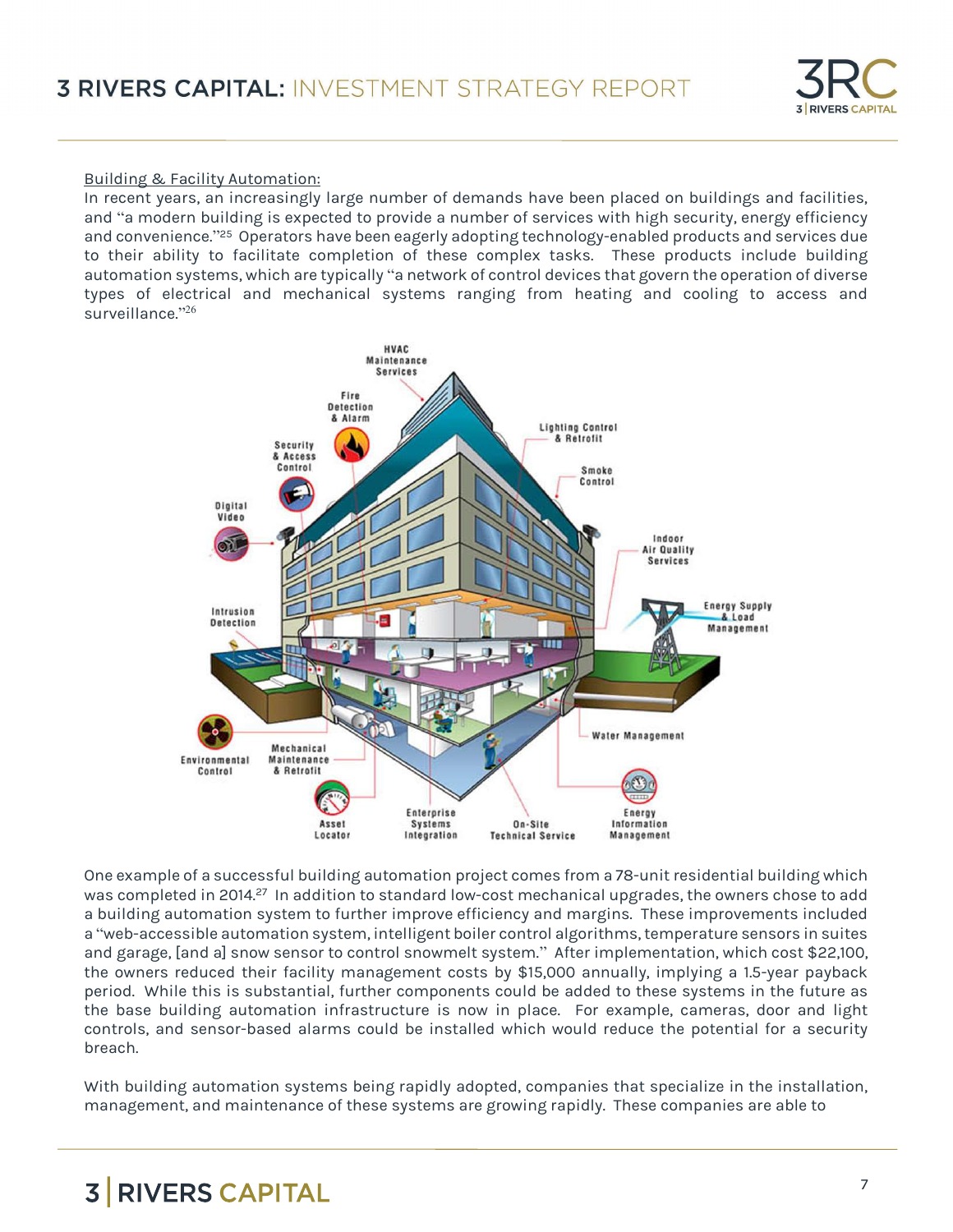Building & Facility Automation:

In recent years, an increasingly large number of demands have been placed on buildings and facilities, and "a modern building is expected to provide a number of services with high security, energy efficiency and convenience."[25] Operators have been eagerly adopting technology-enabled products and services due to their ability to facilitate completion of these complex tasks. These products include building automation systems, which are typically "a network of control devices that govern the operation of diverse types of electrical and mechanical systems ranging from heating and cooling to access and surveillance."[26]

One example of a successful building automation project comes from a 78-unit residential building which was completed in 2014.[27] In addition to standard low-cost mechanical upgrades, the owners chose to add a building automation system to further improve efficiency and margins. These improvements included a "web-accessible automation system, intelligent boiler control algorithms, temperature sensors in suites and garage, [and a] snow sensor to control snowmelt system." After implementation, which cost $22,100, the owners reduced their facility management costs by $15,000 annually, implying a 1.5-year payback period. While this is substantial, further components could be added to these systems in the future as the base building automation infrastructure is now in place. For example, cameras, door and light controls, and sensor-based alarms could be installed which would reduce the potential for a security breach.

With building automation systems being rapidly adopted, companies that specialize in the installation, management, and maintenance of these systems are growing rapidly. These companies are able to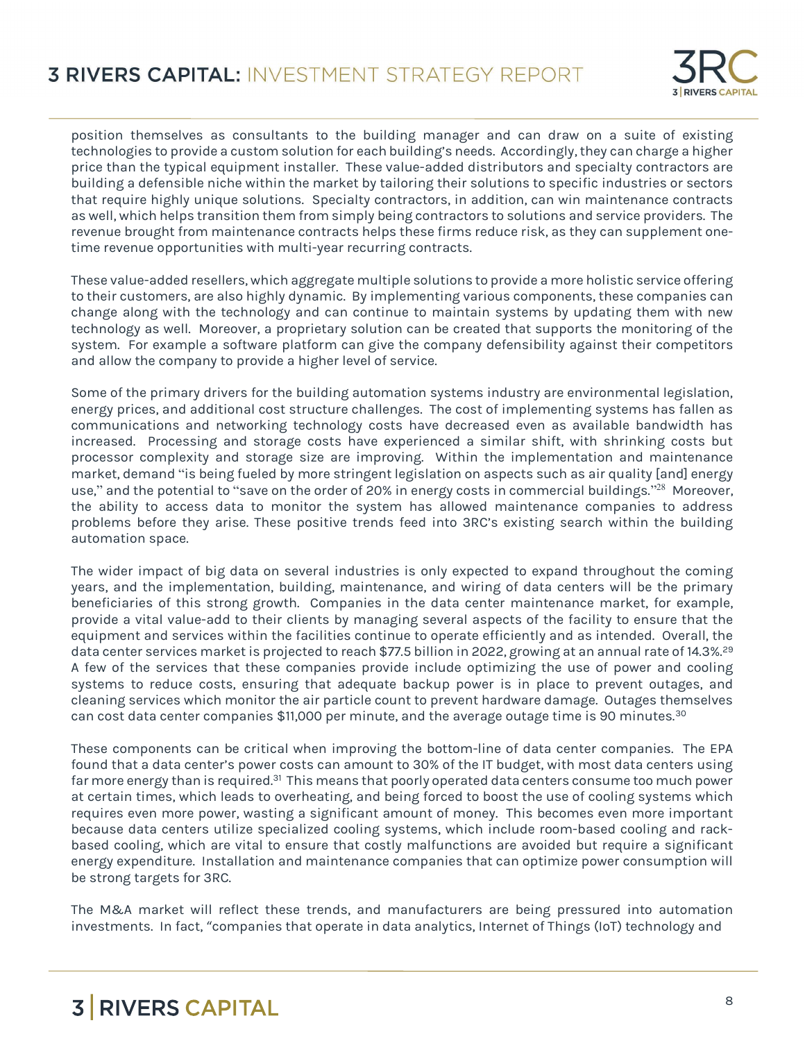position themselves as consultants to the building manager and can draw on a suite of existing technologies to provide a custom solution for each building's needs. Accordingly, they can charge a higher price than the typical equipment installer. These value-added distributors and specialty contractors are building a defensible niche within the market by tailoring their solutions to specific industries or sectors that require highly unique solutions. Specialty contractors, in addition, can win maintenance contracts as well, which helps transition them from simply being contractors to solutions and service providers. The revenue brought from maintenance contracts helps these firms reduce risk, as they can supplement one-time revenue opportunities with multi-year recurring contracts.

These value-added resellers, which aggregate multiple solutions to provide a more holistic service offering to their customers, are also highly dynamic. By implementing various components, these companies can change along with the technology and can continue to maintain systems by updating them with new technology as well. Moreover, a proprietary solution can be created that supports the monitoring of the system. For example a software platform can give the company defensibility against their competitors and allow the company to provide a higher level of service.

Some of the primary drivers for the building automation systems industry are environmental legislation, energy prices, and additional cost structure challenges. The cost of implementing systems has fallen as communications and networking technology costs have decreased even as available bandwidth has increased. Processing and storage costs have experienced a similar shift, with shrinking costs but processor complexity and storage size are improving. Within the implementation and maintenance market, demand "is being fueled by more stringent legislation on aspects such as air quality [and] energy use," and the potential to "save on the order of 20% in energy costs in commercial buildings."[28] Moreover, the ability to access data to monitor the system has allowed maintenance companies to address problems before they arise. These positive trends feed into 3RC's existing search within the building automation space.

The wider impact of big data on several industries is only expected to expand throughout the coming years, and the implementation, building, maintenance, and wiring of data centers will be the primary beneficiaries of this strong growth. Companies in the data center maintenance market, for example, provide a vital value-add to their clients by managing several aspects of the facility to ensure that the equipment and services within the facilities continue to operate efficiently and as intended. Overall, the data center services market is projected to reach $77.5 billion in 2022, growing at an annual rate of 14.3%.[29] A few of the services that these companies provide include optimizing the use of power and cooling systems to reduce costs, ensuring that adequate backup power is in place to prevent outages, and cleaning services which monitor the air particle count to prevent hardware damage. Outages themselves can cost data center companies $11,000 per minute, and the average outage time is 90 minutes.[30]

These components can be critical when improving the bottom-line of data center companies. The EPA found that a data center's power costs can amount to 30% of the IT budget, with most data centers using far more energy than is required.[31] This means that poorly operated data centers consume too much power at certain times, which leads to overheating, and being forced to boost the use of cooling systems which requires even more power, wasting a significant amount of money. This becomes even more important because data centers utilize specialized cooling systems, which include room-based cooling and rack-based cooling, which are vital to ensure that costly malfunctions are avoided but require a significant energy expenditure. Installation and maintenance companies that can optimize power consumption will be strong targets for 3RC.

The M&A market will reflect these trends, and manufacturers are being pressured into automation investments. In fact, "companies that operate in data analytics, Internet of Things (IoT) technology and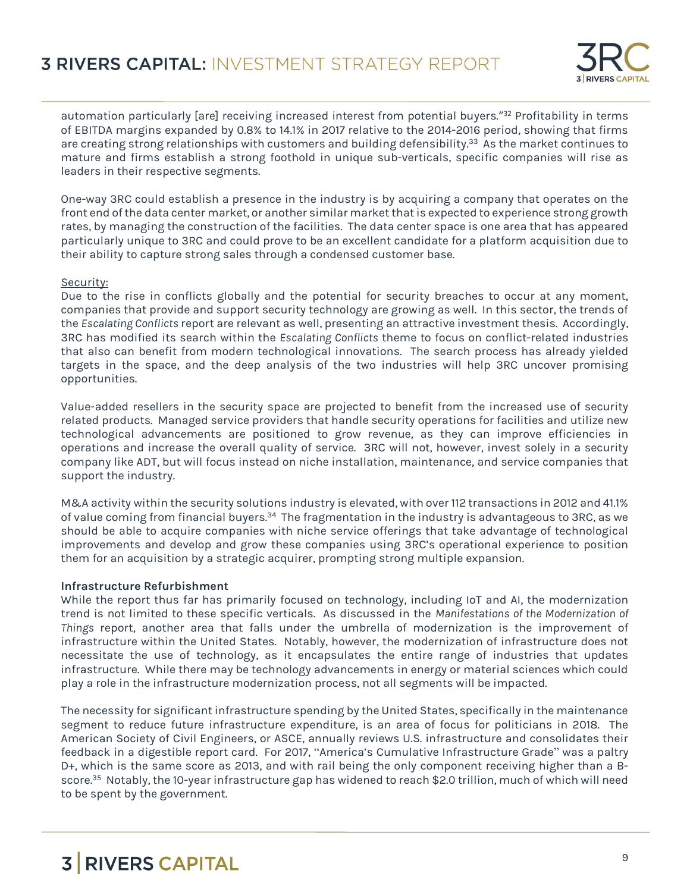automation particularly [are] receiving increased interest from potential buyers."[32] Profitability in terms of EBITDA margins expanded by 0.8% to 14.1% in 2017 relative to the 2014-2016 period, showing that firms are creating strong relationships with customers and building defensibility.[33] As the market continues to mature and firms establish a strong foothold in unique sub-verticals, specific companies will rise as leaders in their respective segments.

One-way 3RC could establish a presence in the industry is by acquiring a company that operates on the front end of the data center market, or another similar market that is expected to experience strong growth rates, by managing the construction of the facilities. The data center space is one area that has appeared particularly unique to 3RC and could prove to be an excellent candidate for a platform acquisition due to their ability to capture strong sales through a condensed customer base.

Security:

Due to the rise in conflicts globally and the potential for security breaches to occur at any moment, companies that provide and support security technology are growing as well. In this sector, the trends of the *Escalating Conflicts* report are relevant as well, presenting an attractive investment thesis. Accordingly, 3RC has modified its search within the *Escalating Conflicts* theme to focus on conflict-related industries that also can benefit from modern technological innovations. The search process has already yielded targets in the space, and the deep analysis of the two industries will help 3RC uncover promising opportunities.

Value-added resellers in the security space are projected to benefit from the increased use of security related products. Managed service providers that handle security operations for facilities and utilize new technological advancements are positioned to grow revenue, as they can improve efficiencies in operations and increase the overall quality of service. 3RC will not, however, invest solely in a security company like ADT, but will focus instead on niche installation, maintenance, and service companies that support the industry.

M&A activity within the security solutions industry is elevated, with over 112 transactions in 2012 and 41.1% of value coming from financial buyers.[34] The fragmentation in the industry is advantageous to 3RC, as we should be able to acquire companies with niche service offerings that take advantage of technological improvements and develop and grow these companies using 3RC's operational experience to position them for an acquisition by a strategic acquirer, prompting strong multiple expansion.

**Infrastructure Refurbishment**

While the report thus far has primarily focused on technology, including IoT and AI, the modernization trend is not limited to these specific verticals. As discussed in the *Manifestations of the Modernization of Things* report, another area that falls under the umbrella of modernization is the improvement of infrastructure within the United States. Notably, however, the modernization of infrastructure does not necessitate the use of technology, as it encapsulates the entire range of industries that updates infrastructure. While there may be technology advancements in energy or material sciences which could play a role in the infrastructure modernization process, not all segments will be impacted.

The necessity for significant infrastructure spending by the United States, specifically in the maintenance segment to reduce future infrastructure expenditure, is an area of focus for politicians in 2018. The American Society of Civil Engineers, or ASCE, annually reviews U.S. infrastructure and consolidates their feedback in a digestible report card. For 2017, "America's Cumulative Infrastructure Grade" was a paltry D+, which is the same score as 2013, and with rail being the only component receiving higher than a B- score.[35] Notably, the 10-year infrastructure gap has widened to reach $2.0 trillion, much of which will need to be spent by the government.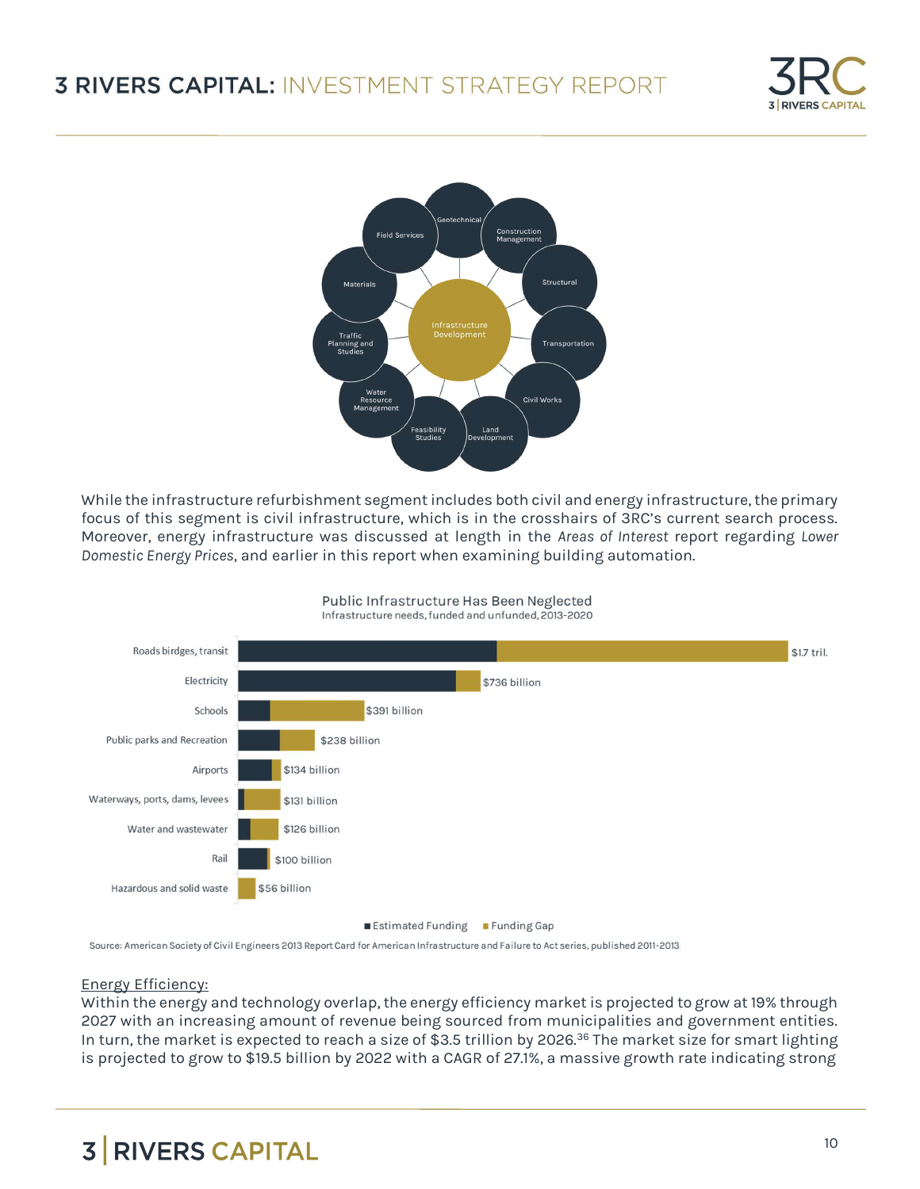While the infrastructure refurbishment segment includes both civil and energy infrastructure, the primary focus of this segment is civil infrastructure, which is in the crosshairs of 3RC's current search process. Moreover, energy infrastructure was discussed at length in the *Areas of Interest* report regarding *Lower Domestic Energy Prices*, and earlier in this report when examining building automation.

**Public Infrastructure Has Been Neglected**
Infrastructure needs, funded and unfunded, 2013-2020

| Category | Total Need |
|---|---|
| Roads birdges, transit | $1.7 tril. |
| Electricity | $736 billion |
| Schools | $391 billion |
| Public parks and Recreation | $238 billion |
| Airports | $134 billion |
| Waterways, ports, dams, levees | $131 billion |
| Water and wastewater | $126 billion |
| Rail | $100 billion |
| Hazardous and solid waste | $56 billion |

■ Estimated Funding ■ Funding Gap

Source: American Society of Civil Engineers 2013 Report Card for American Infrastructure and Failure to Act series, published 2011-2013

<u>Energy Efficiency:</u>
Within the energy and technology overlap, the energy efficiency market is projected to grow at 19% through 2027 with an increasing amount of revenue being sourced from municipalities and government entities. In turn, the market is expected to reach a size of $3.5 trillion by 2026.[36] The market size for smart lighting is projected to grow to $19.5 billion by 2022 with a CAGR of 27.1%, a massive growth rate indicating strong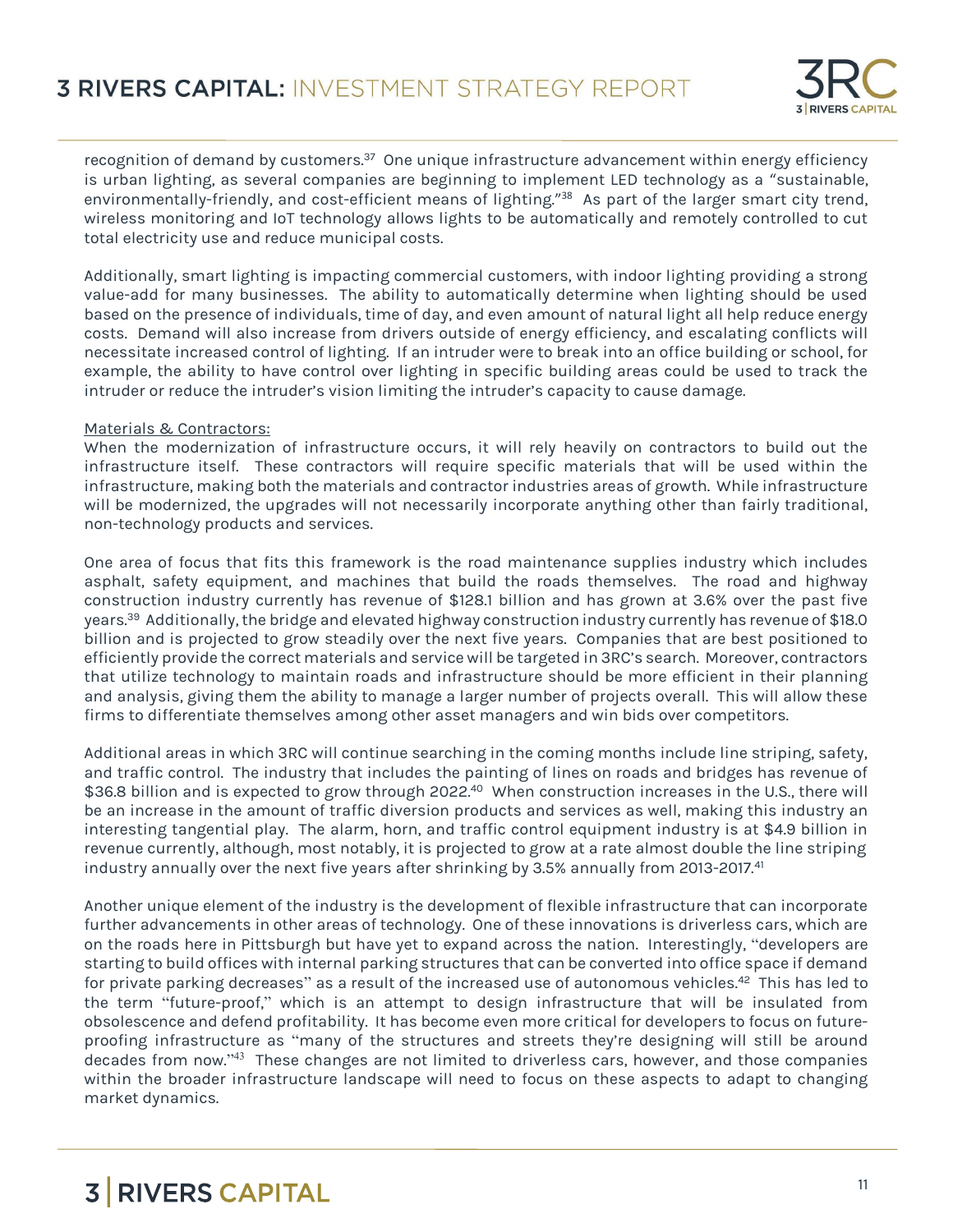recognition of demand by customers.[37] One unique infrastructure advancement within energy efficiency is urban lighting, as several companies are beginning to implement LED technology as a "sustainable, environmentally-friendly, and cost-efficient means of lighting."[38] As part of the larger smart city trend, wireless monitoring and IoT technology allows lights to be automatically and remotely controlled to cut total electricity use and reduce municipal costs.

Additionally, smart lighting is impacting commercial customers, with indoor lighting providing a strong value-add for many businesses. The ability to automatically determine when lighting should be used based on the presence of individuals, time of day, and even amount of natural light all help reduce energy costs. Demand will also increase from drivers outside of energy efficiency, and escalating conflicts will necessitate increased control of lighting. If an intruder were to break into an office building or school, for example, the ability to have control over lighting in specific building areas could be used to track the intruder or reduce the intruder's vision limiting the intruder's capacity to cause damage.

Materials & Contractors:

When the modernization of infrastructure occurs, it will rely heavily on contractors to build out the infrastructure itself. These contractors will require specific materials that will be used within the infrastructure, making both the materials and contractor industries areas of growth. While infrastructure will be modernized, the upgrades will not necessarily incorporate anything other than fairly traditional, non-technology products and services.

One area of focus that fits this framework is the road maintenance supplies industry which includes asphalt, safety equipment, and machines that build the roads themselves. The road and highway construction industry currently has revenue of $128.1 billion and has grown at 3.6% over the past five years.[39] Additionally, the bridge and elevated highway construction industry currently has revenue of $18.0 billion and is projected to grow steadily over the next five years. Companies that are best positioned to efficiently provide the correct materials and service will be targeted in 3RC's search. Moreover, contractors that utilize technology to maintain roads and infrastructure should be more efficient in their planning and analysis, giving them the ability to manage a larger number of projects overall. This will allow these firms to differentiate themselves among other asset managers and win bids over competitors.

Additional areas in which 3RC will continue searching in the coming months include line striping, safety, and traffic control. The industry that includes the painting of lines on roads and bridges has revenue of $36.8 billion and is expected to grow through 2022.[40] When construction increases in the U.S., there will be an increase in the amount of traffic diversion products and services as well, making this industry an interesting tangential play. The alarm, horn, and traffic control equipment industry is at $4.9 billion in revenue currently, although, most notably, it is projected to grow at a rate almost double the line striping industry annually over the next five years after shrinking by 3.5% annually from 2013-2017.[41]

Another unique element of the industry is the development of flexible infrastructure that can incorporate further advancements in other areas of technology. One of these innovations is driverless cars, which are on the roads here in Pittsburgh but have yet to expand across the nation. Interestingly, "developers are starting to build offices with internal parking structures that can be converted into office space if demand for private parking decreases" as a result of the increased use of autonomous vehicles.[42] This has led to the term "future-proof," which is an attempt to design infrastructure that will be insulated from obsolescence and defend profitability. It has become even more critical for developers to focus on future-proofing infrastructure as "many of the structures and streets they're designing will still be around decades from now."[43] These changes are not limited to driverless cars, however, and those companies within the broader infrastructure landscape will need to focus on these aspects to adapt to changing market dynamics.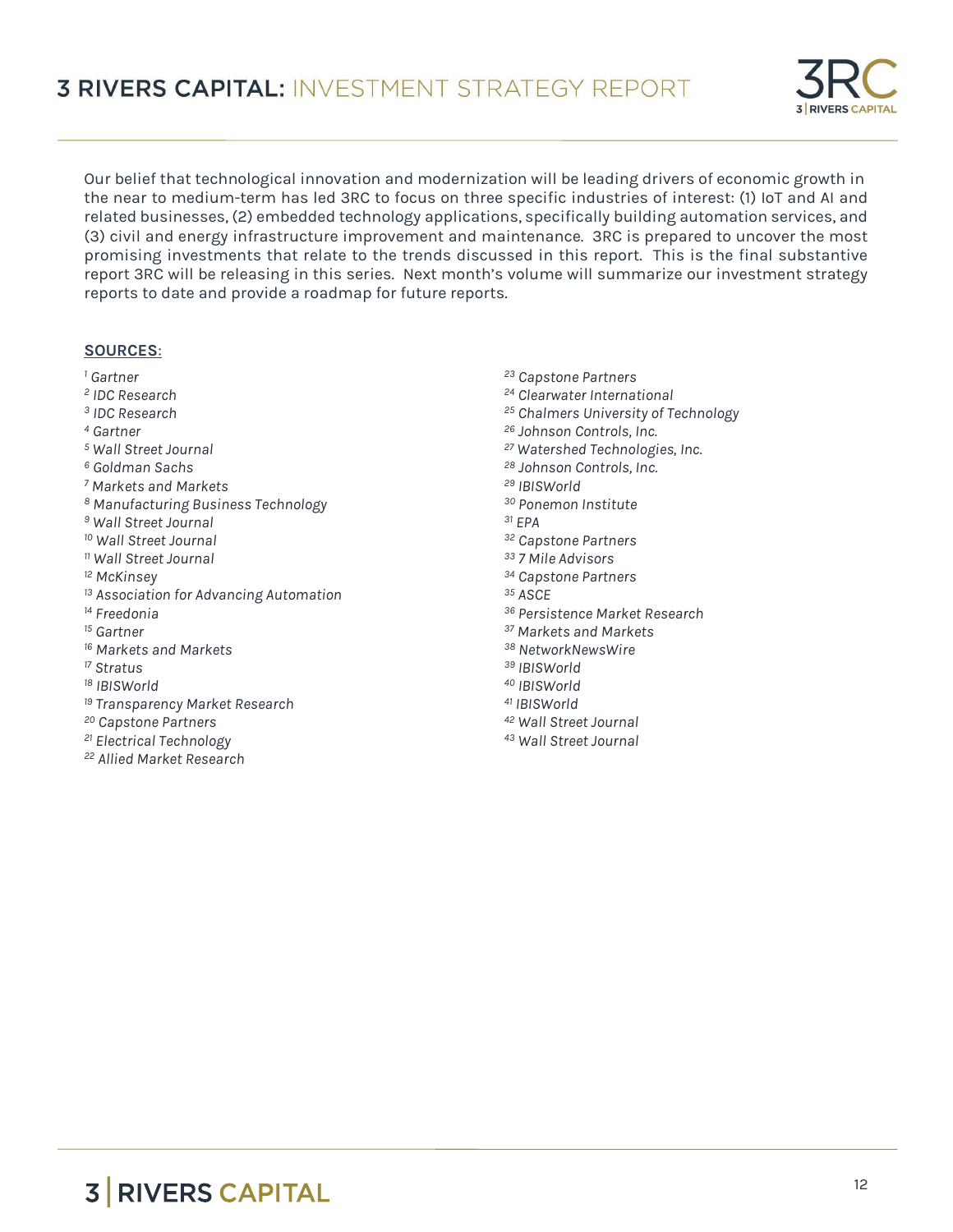Our belief that technological innovation and modernization will be leading drivers of economic growth in the near to medium-term has led 3RC to focus on three specific industries of interest: (1) IoT and AI and related businesses, (2) embedded technology applications, specifically building automation services, and (3) civil and energy infrastructure improvement and maintenance. 3RC is prepared to uncover the most promising investments that relate to the trends discussed in this report. This is the final substantive report 3RC will be releasing in this series. Next month's volume will summarize our investment strategy reports to date and provide a roadmap for future reports.

**SOURCES:**

[1] *Gartner*
[2] *IDC Research*
[3] *IDC Research*
[4] *Gartner*
[5] *Wall Street Journal*
[6] *Goldman Sachs*
[7] *Markets and Markets*
[8] *Manufacturing Business Technology*
[9] *Wall Street Journal*
[10] *Wall Street Journal*
[11] *Wall Street Journal*
[12] *McKinsey*
[13] *Association for Advancing Automation*
[14] *Freedonia*
[15] *Gartner*
[16] *Markets and Markets*
[17] *Stratus*
[18] *IBISWorld*
[19] *Transparency Market Research*
[20] *Capstone Partners*
[21] *Electrical Technology*
[22] *Allied Market Research*
[23] *Capstone Partners*
[24] *Clearwater International*
[25] *Chalmers University of Technology*
[26] *Johnson Controls, Inc.*
[27] *Watershed Technologies, Inc.*
[28] *Johnson Controls, Inc.*
[29] *IBISWorld*
[30] *Ponemon Institute*
[31] *EPA*
[32] *Capstone Partners*
[33] *7 Mile Advisors*
[34] *Capstone Partners*
[35] *ASCE*
[36] *Persistence Market Research*
[37] *Markets and Markets*
[38] *NetworkNewsWire*
[39] *IBISWorld*
[40] *IBISWorld*
[41] *IBISWorld*
[42] *Wall Street Journal*
[43] *Wall Street Journal*